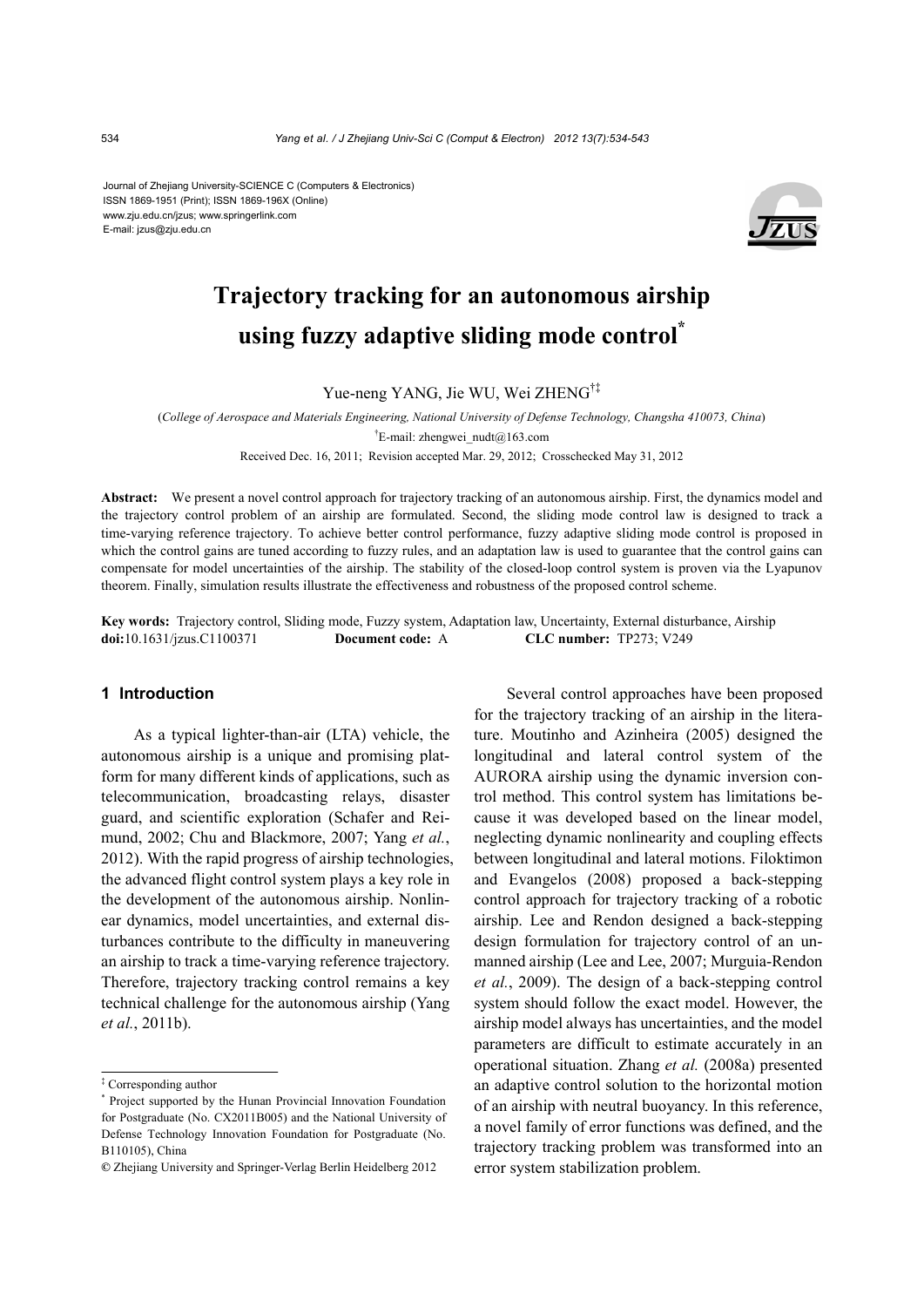Journal of Zhejiang University-SCIENCE C (Computers & Electronics)
ISSN 1869-1951 (Print); ISSN 1869-196X (Online)
www.zju.edu.cn/jzus; www.springerlink.com
E-mail: jzus@zju.edu.cn

# Trajectory tracking for an autonomous airship using fuzzy adaptive sliding mode control*

Yue-neng YANG, Jie WU, Wei ZHENG†‡

(*College of Aerospace and Materials Engineering, National University of Defense Technology, Changsha 410073, China*)

†E-mail: zhengwei_nudt@163.com

Received Dec. 16, 2011; Revision accepted Mar. 29, 2012; Crosschecked May 31, 2012

**Abstract:** We present a novel control approach for trajectory tracking of an autonomous airship. First, the dynamics model and the trajectory control problem of an airship are formulated. Second, the sliding mode control law is designed to track a time-varying reference trajectory. To achieve better control performance, fuzzy adaptive sliding mode control is proposed in which the control gains are tuned according to fuzzy rules, and an adaptation law is used to guarantee that the control gains can compensate for model uncertainties of the airship. The stability of the closed-loop control system is proven via the Lyapunov theorem. Finally, simulation results illustrate the effectiveness and robustness of the proposed control scheme.

**Key words:** Trajectory control, Sliding mode, Fuzzy system, Adaptation law, Uncertainty, External disturbance, Airship
**doi:**10.1631/jzus.C1100371 **Document code:** A **CLC number:** TP273; V249

## 1 Introduction

As a typical lighter-than-air (LTA) vehicle, the autonomous airship is a unique and promising platform for many different kinds of applications, such as telecommunication, broadcasting relays, disaster guard, and scientific exploration (Schafer and Reimund, 2002; Chu and Blackmore, 2007; Yang *et al.*, 2012). With the rapid progress of airship technologies, the advanced flight control system plays a key role in the development of the autonomous airship. Nonlinear dynamics, model uncertainties, and external disturbances contribute to the difficulty in maneuvering an airship to track a time-varying reference trajectory. Therefore, trajectory tracking control remains a key technical challenge for the autonomous airship (Yang *et al.*, 2011b).

Several control approaches have been proposed for the trajectory tracking of an airship in the literature. Moutinho and Azinheira (2005) designed the longitudinal and lateral control system of the AURORA airship using the dynamic inversion control method. This control system has limitations because it was developed based on the linear model, neglecting dynamic nonlinearity and coupling effects between longitudinal and lateral motions. Filoktimon and Evangelos (2008) proposed a back-stepping control approach for trajectory tracking of a robotic airship. Lee and Rendon designed a back-stepping design formulation for trajectory control of an unmanned airship (Lee and Lee, 2007; Murguia-Rendon *et al.*, 2009). The design of a back-stepping control system should follow the exact model. However, the airship model always has uncertainties, and the model parameters are difficult to estimate accurately in an operational situation. Zhang *et al.* (2008a) presented an adaptive control solution to the horizontal motion of an airship with neutral buoyancy. In this reference, a novel family of error functions was defined, and the trajectory tracking problem was transformed into an error system stabilization problem.

‡ Corresponding author

\* Project supported by the Hunan Provincial Innovation Foundation for Postgraduate (No. CX2011B005) and the National University of Defense Technology Innovation Foundation for Postgraduate (No. B110105), China

© Zhejiang University and Springer-Verlag Berlin Heidelberg 2012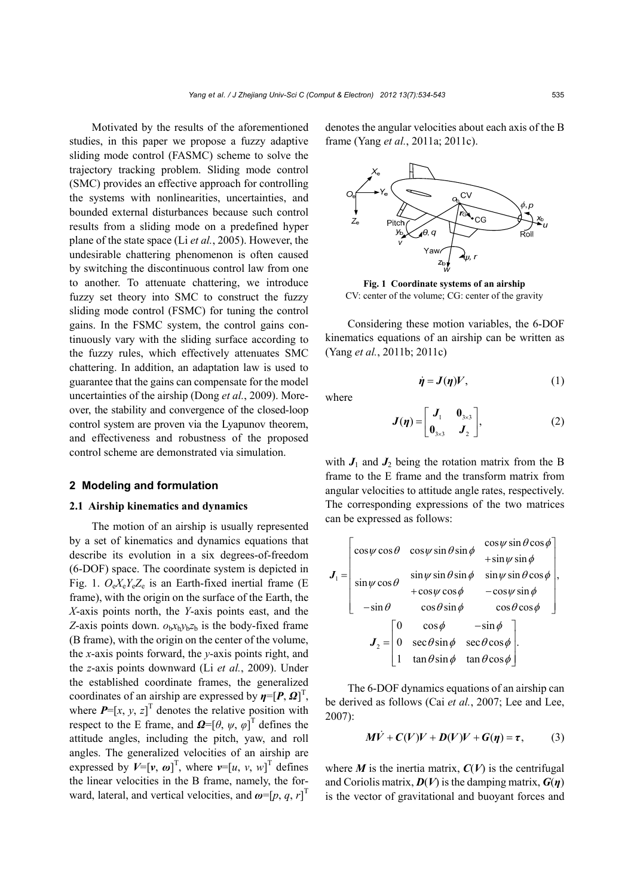Motivated by the results of the aforementioned studies, in this paper we propose a fuzzy adaptive sliding mode control (FASMC) scheme to solve the trajectory tracking problem. Sliding mode control (SMC) provides an effective approach for controlling the systems with nonlinearities, uncertainties, and bounded external disturbances because such control results from a sliding mode on a predefined hyper plane of the state space (Li *et al.*, 2005). However, the undesirable chattering phenomenon is often caused by switching the discontinuous control law from one to another. To attenuate chattering, we introduce fuzzy set theory into SMC to construct the fuzzy sliding mode control (FSMC) for tuning the control gains. In the FSMC system, the control gains continuously vary with the sliding surface according to the fuzzy rules, which effectively attenuates SMC chattering. In addition, an adaptation law is used to guarantee that the gains can compensate for the model uncertainties of the airship (Dong *et al.*, 2009). Moreover, the stability and convergence of the closed-loop control system are proven via the Lyapunov theorem, and effectiveness and robustness of the proposed control scheme are demonstrated via simulation.

## 2 Modeling and formulation

### 2.1 Airship kinematics and dynamics

The motion of an airship is usually represented by a set of kinematics and dynamics equations that describe its evolution in a six degrees-of-freedom (6-DOF) space. The coordinate system is depicted in Fig. 1. $O_eX_eY_eZ_e$ is an Earth-fixed inertial frame (E frame), with the origin on the surface of the Earth, the *X*-axis points north, the *Y*-axis points east, and the *Z*-axis points down. $o_bx_by_bz_b$ is the body-fixed frame (B frame), with the origin on the center of the volume, the *x*-axis points forward, the *y*-axis points right, and the *z*-axis points downward (Li *et al.*, 2009). Under the established coordinate frames, the generalized coordinates of an airship are expressed by $\boldsymbol{\eta}=[\boldsymbol{P}, \boldsymbol{\Omega}]^{\mathrm{T}}$, where $\boldsymbol{P}=[x, y, z]^{\mathrm{T}}$ denotes the relative position with respect to the E frame, and $\boldsymbol{\Omega}=[\theta, \psi, \varphi]^{\mathrm{T}}$ defines the attitude angles, including the pitch, yaw, and roll angles. The generalized velocities of an airship are expressed by $\boldsymbol{V}=[\boldsymbol{v}, \boldsymbol{\omega}]^{\mathrm{T}}$, where $\boldsymbol{v}=[u, v, w]^{\mathrm{T}}$ defines the linear velocities in the B frame, namely, the forward, lateral, and vertical velocities, and $\boldsymbol{\omega}=[p, q, r]^{\mathrm{T}}$ denotes the angular velocities about each axis of the B frame (Yang *et al.*, 2011a; 2011c).

**Fig. 1 Coordinate systems of an airship**
CV: center of the volume; CG: center of the gravity

Considering these motion variables, the 6-DOF kinematics equations of an airship can be written as (Yang *et al.*, 2011b; 2011c)

$$\dot{\boldsymbol{\eta}} = \boldsymbol{J}(\boldsymbol{\eta})\boldsymbol{V}, \tag{1}$$

where

$$\boldsymbol{J}(\boldsymbol{\eta}) = \begin{bmatrix} \boldsymbol{J}_1 & \boldsymbol{0}_{3\times3} \\ \boldsymbol{0}_{3\times3} & \boldsymbol{J}_2 \end{bmatrix}, \tag{2}$$

with $\boldsymbol{J}_1$ and $\boldsymbol{J}_2$ being the rotation matrix from the B frame to the E frame and the transform matrix from angular velocities to attitude angle rates, respectively. The corresponding expressions of the two matrices can be expressed as follows:

$$\boldsymbol{J}_1 = \begin{bmatrix} \cos\psi\cos\theta & \cos\psi\sin\theta\sin\phi & \begin{matrix}\cos\psi\sin\theta\cos\phi \\ +\sin\psi\sin\phi\end{matrix} \\ \sin\psi\cos\theta & \begin{matrix}\sin\psi\sin\theta\sin\phi \\ +\cos\psi\cos\phi\end{matrix} & \begin{matrix}\sin\psi\sin\theta\cos\phi \\ -\cos\psi\sin\phi\end{matrix} \\ -\sin\theta & \cos\theta\sin\phi & \cos\theta\cos\phi \end{bmatrix},$$

$$\boldsymbol{J}_2 = \begin{bmatrix} 0 & \cos\phi & -\sin\phi \\ 0 & \sec\theta\sin\phi & \sec\theta\cos\phi \\ 1 & \tan\theta\sin\phi & \tan\theta\cos\phi \end{bmatrix}.$$

The 6-DOF dynamics equations of an airship can be derived as follows (Cai *et al.*, 2007; Lee and Lee, 2007):

$$\boldsymbol{M}\dot{\boldsymbol{V}} + \boldsymbol{C}(\boldsymbol{V})\boldsymbol{V} + \boldsymbol{D}(\boldsymbol{V})\boldsymbol{V} + \boldsymbol{G}(\boldsymbol{\eta}) = \boldsymbol{\tau}, \tag{3}$$

where $\boldsymbol{M}$ is the inertia matrix, $\boldsymbol{C}(\boldsymbol{V})$ is the centrifugal and Coriolis matrix, $\boldsymbol{D}(\boldsymbol{V})$ is the damping matrix, $\boldsymbol{G}(\boldsymbol{\eta})$ is the vector of gravitational and buoyant forces and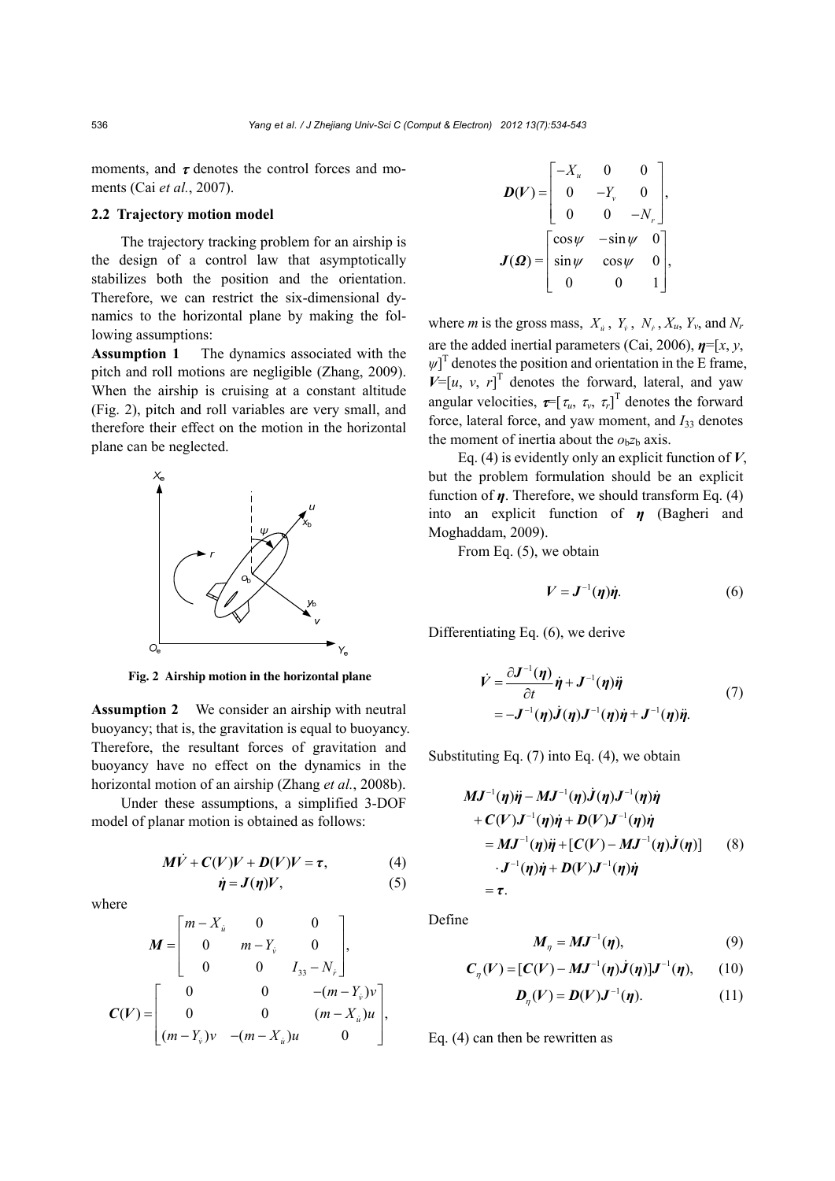moments, and $\boldsymbol{\tau}$ denotes the control forces and moments (Cai *et al.*, 2007).

### 2.2 Trajectory motion model

The trajectory tracking problem for an airship is the design of a control law that asymptotically stabilizes both the position and the orientation. Therefore, we can restrict the six-dimensional dynamics to the horizontal plane by making the following assumptions:

**Assumption 1** The dynamics associated with the pitch and roll motions are negligible (Zhang, 2009). When the airship is cruising at a constant altitude (Fig. 2), pitch and roll variables are very small, and therefore their effect on the motion in the horizontal plane can be neglected.

**Fig. 2 Airship motion in the horizontal plane**

**Assumption 2** We consider an airship with neutral buoyancy; that is, the gravitation is equal to buoyancy. Therefore, the resultant forces of gravitation and buoyancy have no effect on the dynamics in the horizontal motion of an airship (Zhang *et al.*, 2008b).

Under these assumptions, a simplified 3-DOF model of planar motion is obtained as follows:

$$\boldsymbol{M}\dot{\boldsymbol{V}} + \boldsymbol{C}(\boldsymbol{V})\boldsymbol{V} + \boldsymbol{D}(\boldsymbol{V})\boldsymbol{V} = \boldsymbol{\tau}, \tag{4}$$

$$\dot{\boldsymbol{\eta}} = \boldsymbol{J}(\boldsymbol{\eta})\boldsymbol{V}, \tag{5}$$

where

$$\boldsymbol{M} = \begin{bmatrix} m - X_{\dot{u}} & 0 & 0 \\ 0 & m - Y_{\dot{v}} & 0 \\ 0 & 0 & I_{33} - N_{\dot{r}} \end{bmatrix},$$

$$\boldsymbol{C}(\boldsymbol{V}) = \begin{bmatrix} 0 & 0 & -(m - Y_{\dot{v}})v \\ 0 & 0 & (m - X_{\dot{u}})u \\ (m - Y_{\dot{v}})v & -(m - X_{\dot{u}})u & 0 \end{bmatrix},$$

$$\boldsymbol{D}(\boldsymbol{V}) = \begin{bmatrix} -X_u & 0 & 0 \\ 0 & -Y_v & 0 \\ 0 & 0 & -N_r \end{bmatrix},$$

$$\boldsymbol{J}(\boldsymbol{\Omega}) = \begin{bmatrix} \cos\psi & -\sin\psi & 0 \\ \sin\psi & \cos\psi & 0 \\ 0 & 0 & 1 \end{bmatrix},$$

where $m$ is the gross mass, $X_{\dot{u}}$, $Y_{\dot{v}}$, $N_{\dot{r}}$, $X_u$, $Y_v$, and $N_r$ are the added inertial parameters (Cai, 2006), $\boldsymbol{\eta}=[x, y, \psi]^{\mathrm{T}}$ denotes the position and orientation in the E frame, $\boldsymbol{V}=[u, v, r]^{\mathrm{T}}$ denotes the forward, lateral, and yaw angular velocities, $\boldsymbol{\tau}=[\tau_u, \tau_v, \tau_r]^{\mathrm{T}}$ denotes the forward force, lateral force, and yaw moment, and $I_{33}$ denotes the moment of inertia about the $o_b z_b$ axis.

Eq. (4) is evidently only an explicit function of $\boldsymbol{V}$, but the problem formulation should be an explicit function of $\boldsymbol{\eta}$. Therefore, we should transform Eq. (4) into an explicit function of $\boldsymbol{\eta}$ (Bagheri and Moghaddam, 2009).

From Eq. (5), we obtain

$$\boldsymbol{V} = \boldsymbol{J}^{-1}(\boldsymbol{\eta})\dot{\boldsymbol{\eta}}. \tag{6}$$

Differentiating Eq. (6), we derive

$$\begin{aligned} \dot{\boldsymbol{V}} &= \frac{\partial \boldsymbol{J}^{-1}(\boldsymbol{\eta})}{\partial t}\dot{\boldsymbol{\eta}} + \boldsymbol{J}^{-1}(\boldsymbol{\eta})\ddot{\boldsymbol{\eta}} \\ &= -\boldsymbol{J}^{-1}(\boldsymbol{\eta})\dot{\boldsymbol{J}}(\boldsymbol{\eta})\boldsymbol{J}^{-1}(\boldsymbol{\eta})\dot{\boldsymbol{\eta}} + \boldsymbol{J}^{-1}(\boldsymbol{\eta})\ddot{\boldsymbol{\eta}}. \end{aligned} \tag{7}$$

Substituting Eq. (7) into Eq. (4), we obtain

$$\begin{aligned} &\boldsymbol{M}\boldsymbol{J}^{-1}(\boldsymbol{\eta})\ddot{\boldsymbol{\eta}} - \boldsymbol{M}\boldsymbol{J}^{-1}(\boldsymbol{\eta})\dot{\boldsymbol{J}}(\boldsymbol{\eta})\boldsymbol{J}^{-1}(\boldsymbol{\eta})\dot{\boldsymbol{\eta}} \\ &+ \boldsymbol{C}(\boldsymbol{V})\boldsymbol{J}^{-1}(\boldsymbol{\eta})\dot{\boldsymbol{\eta}} + \boldsymbol{D}(\boldsymbol{V})\boldsymbol{J}^{-1}(\boldsymbol{\eta})\dot{\boldsymbol{\eta}} \\ &= \boldsymbol{M}\boldsymbol{J}^{-1}(\boldsymbol{\eta})\ddot{\boldsymbol{\eta}} + [\boldsymbol{C}(\boldsymbol{V}) - \boldsymbol{M}\boldsymbol{J}^{-1}(\boldsymbol{\eta})\dot{\boldsymbol{J}}(\boldsymbol{\eta})] \\ &\quad \cdot \boldsymbol{J}^{-1}(\boldsymbol{\eta})\dot{\boldsymbol{\eta}} + \boldsymbol{D}(\boldsymbol{V})\boldsymbol{J}^{-1}(\boldsymbol{\eta})\dot{\boldsymbol{\eta}} \\ &= \boldsymbol{\tau}. \end{aligned} \tag{8}$$

Define

$$\boldsymbol{M}_{\eta} = \boldsymbol{M}\boldsymbol{J}^{-1}(\boldsymbol{\eta}), \tag{9}$$

$$\boldsymbol{C}_{\eta}(\boldsymbol{V}) = [\boldsymbol{C}(\boldsymbol{V}) - \boldsymbol{M}\boldsymbol{J}^{-1}(\boldsymbol{\eta})\dot{\boldsymbol{J}}(\boldsymbol{\eta})]\boldsymbol{J}^{-1}(\boldsymbol{\eta}), \tag{10}$$

$$\boldsymbol{D}_{\eta}(\boldsymbol{V}) = \boldsymbol{D}(\boldsymbol{V})\boldsymbol{J}^{-1}(\boldsymbol{\eta}). \tag{11}$$

Eq. (4) can then be rewritten as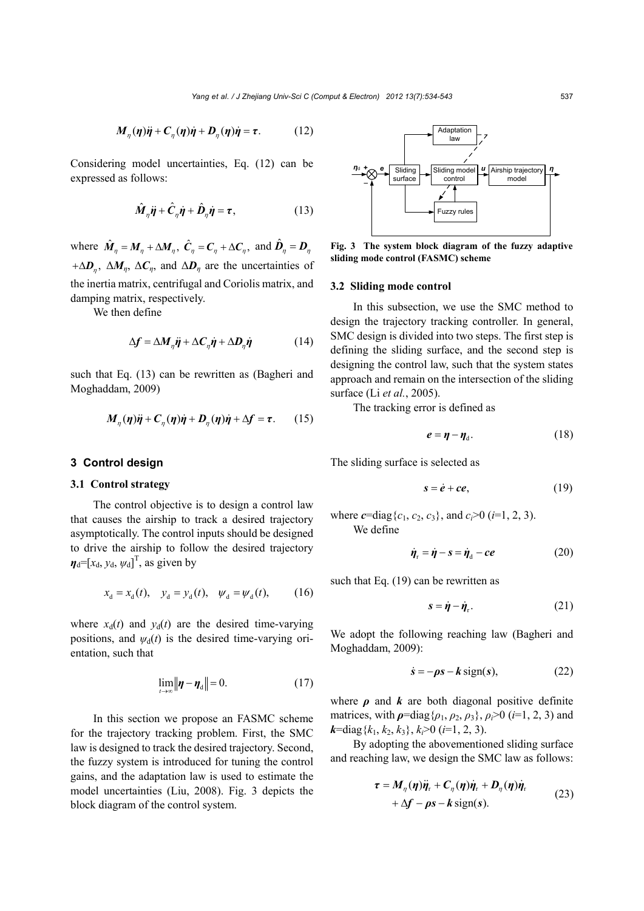$$\boldsymbol{M}_\eta(\boldsymbol{\eta})\ddot{\boldsymbol{\eta}} + \boldsymbol{C}_\eta(\boldsymbol{\eta})\dot{\boldsymbol{\eta}} + \boldsymbol{D}_\eta(\boldsymbol{\eta})\dot{\boldsymbol{\eta}} = \boldsymbol{\tau}. \tag{12}$$

Considering model uncertainties, Eq. (12) can be expressed as follows:

$$\hat{\boldsymbol{M}}_\eta \ddot{\boldsymbol{\eta}} + \hat{\boldsymbol{C}}_\eta \dot{\boldsymbol{\eta}} + \hat{\boldsymbol{D}}_\eta \dot{\boldsymbol{\eta}} = \boldsymbol{\tau}, \tag{13}$$

where $\hat{\boldsymbol{M}}_\eta = \boldsymbol{M}_\eta + \Delta\boldsymbol{M}_\eta$, $\hat{\boldsymbol{C}}_\eta = \boldsymbol{C}_\eta + \Delta\boldsymbol{C}_\eta$, and $\hat{\boldsymbol{D}}_\eta = \boldsymbol{D}_\eta + \Delta\boldsymbol{D}_\eta$, $\Delta\boldsymbol{M}_\eta$, $\Delta\boldsymbol{C}_\eta$, and $\Delta\boldsymbol{D}_\eta$ are the uncertainties of the inertia matrix, centrifugal and Coriolis matrix, and damping matrix, respectively.

We then define

$$\Delta\boldsymbol{f} = \Delta\boldsymbol{M}_\eta \ddot{\boldsymbol{\eta}} + \Delta\boldsymbol{C}_\eta \dot{\boldsymbol{\eta}} + \Delta\boldsymbol{D}_\eta \dot{\boldsymbol{\eta}} \tag{14}$$

such that Eq. (13) can be rewritten as (Bagheri and Moghaddam, 2009)

$$\boldsymbol{M}_\eta(\boldsymbol{\eta})\ddot{\boldsymbol{\eta}} + \boldsymbol{C}_\eta(\boldsymbol{\eta})\dot{\boldsymbol{\eta}} + \boldsymbol{D}_\eta(\boldsymbol{\eta})\dot{\boldsymbol{\eta}} + \Delta\boldsymbol{f} = \boldsymbol{\tau}. \tag{15}$$

## 3 Control design

### 3.1 Control strategy

The control objective is to design a control law that causes the airship to track a desired trajectory asymptotically. The control inputs should be designed to drive the airship to follow the desired trajectory $\boldsymbol{\eta}_d=[x_d, y_d, \psi_d]^T$, as given by

$$x_d = x_d(t), \quad y_d = y_d(t), \quad \psi_d = \psi_d(t), \tag{16}$$

where $x_d(t)$ and $y_d(t)$ are the desired time-varying positions, and $\psi_d(t)$ is the desired time-varying orientation, such that

$$\lim_{t\to\infty} \|\boldsymbol{\eta} - \boldsymbol{\eta}_d\| = 0. \tag{17}$$

In this section we propose an FASMC scheme for the trajectory tracking problem. First, the SMC law is designed to track the desired trajectory. Second, the fuzzy system is introduced for tuning the control gains, and the adaptation law is used to estimate the model uncertainties (Liu, 2008). Fig. 3 depicts the block diagram of the control system.

**Fig. 3 The system block diagram of the fuzzy adaptive sliding mode control (FASMC) scheme**

### 3.2 Sliding mode control

In this subsection, we use the SMC method to design the trajectory tracking controller. In general, SMC design is divided into two steps. The first step is defining the sliding surface, and the second step is designing the control law, such that the system states approach and remain on the intersection of the sliding surface (Li *et al.*, 2005).

The tracking error is defined as

$$\boldsymbol{e} = \boldsymbol{\eta} - \boldsymbol{\eta}_d. \tag{18}$$

The sliding surface is selected as

$$\boldsymbol{s} = \dot{\boldsymbol{e}} + \boldsymbol{c}\boldsymbol{e}, \tag{19}$$

where $\boldsymbol{c}=\text{diag}\{c_1, c_2, c_3\}$, and $c_i>0$ ($i$=1, 2, 3).

We define

$$\dot{\boldsymbol{\eta}}_r = \dot{\boldsymbol{\eta}} - \boldsymbol{s} = \dot{\boldsymbol{\eta}}_d - \boldsymbol{c}\boldsymbol{e} \tag{20}$$

such that Eq. (19) can be rewritten as

$$\boldsymbol{s} = \dot{\boldsymbol{\eta}} - \dot{\boldsymbol{\eta}}_r. \tag{21}$$

We adopt the following reaching law (Bagheri and Moghaddam, 2009):

$$\dot{\boldsymbol{s}} = -\boldsymbol{\rho}\boldsymbol{s} - \boldsymbol{k}\,\text{sign}(\boldsymbol{s}), \tag{22}$$

where $\boldsymbol{\rho}$ and $\boldsymbol{k}$ are both diagonal positive definite matrices, with $\boldsymbol{\rho}=\text{diag}\{\rho_1, \rho_2, \rho_3\}$, $\rho_i>0$ ($i$=1, 2, 3) and $\boldsymbol{k}=\text{diag}\{k_1, k_2, k_3\}$, $k_i>0$ ($i$=1, 2, 3).

By adopting the abovementioned sliding surface and reaching law, we design the SMC law as follows:

$$\boldsymbol{\tau} = \boldsymbol{M}_\eta(\boldsymbol{\eta})\ddot{\boldsymbol{\eta}}_r + \boldsymbol{C}_\eta(\boldsymbol{\eta})\dot{\boldsymbol{\eta}}_r + \boldsymbol{D}_\eta(\boldsymbol{\eta})\dot{\boldsymbol{\eta}}_r + \Delta\boldsymbol{f} - \boldsymbol{\rho}\boldsymbol{s} - \boldsymbol{k}\,\text{sign}(\boldsymbol{s}). \tag{23}$$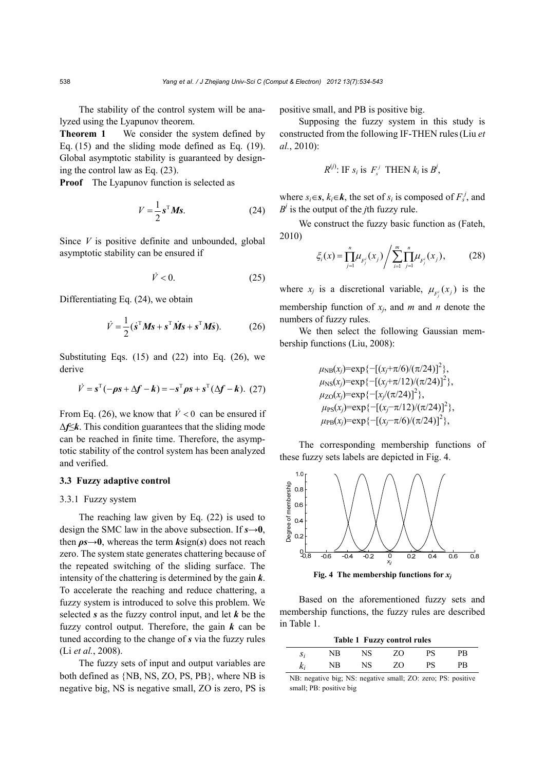The stability of the control system will be analyzed using the Lyapunov theorem.

**Theorem 1** We consider the system defined by Eq. (15) and the sliding mode defined as Eq. (19). Global asymptotic stability is guaranteed by designing the control law as Eq. (23).

**Proof** The Lyapunov function is selected as

$$V = \frac{1}{2}\boldsymbol{s}^{\mathrm{T}}\boldsymbol{M}\boldsymbol{s}. \tag{24}$$

Since $V$ is positive definite and unbounded, global asymptotic stability can be ensured if

$$\dot{V} < 0. \tag{25}$$

Differentiating Eq. (24), we obtain

$$\dot{V} = \frac{1}{2}(\dot{\boldsymbol{s}}^{\mathrm{T}}\boldsymbol{M}\boldsymbol{s} + \boldsymbol{s}^{\mathrm{T}}\dot{\boldsymbol{M}}\boldsymbol{s} + \boldsymbol{s}^{\mathrm{T}}\boldsymbol{M}\dot{\boldsymbol{s}}). \tag{26}$$

Substituting Eqs. (15) and (22) into Eq. (26), we derive

$$\dot{V} = \boldsymbol{s}^{\mathrm{T}}(-\boldsymbol{\rho}\boldsymbol{s} + \Delta\boldsymbol{f} - \boldsymbol{k}) = -\boldsymbol{s}^{\mathrm{T}}\boldsymbol{\rho}\boldsymbol{s} + \boldsymbol{s}^{\mathrm{T}}(\Delta\boldsymbol{f} - \boldsymbol{k}). \tag{27}$$

From Eq. (26), we know that $\dot{V} < 0$ can be ensured if $\Delta\boldsymbol{f} \leq \boldsymbol{k}$. This condition guarantees that the sliding mode can be reached in finite time. Therefore, the asymptotic stability of the control system has been analyzed and verified.

### 3.3 Fuzzy adaptive control

#### 3.3.1 Fuzzy system

The reaching law given by Eq. (22) is used to design the SMC law in the above subsection. If $\boldsymbol{s}\to\boldsymbol{0}$, then $\boldsymbol{\rho}\boldsymbol{s}\to\boldsymbol{0}$, whereas the term $\boldsymbol{k}\mathrm{sign}(\boldsymbol{s})$ does not reach zero. The system state generates chattering because of the repeated switching of the sliding surface. The intensity of the chattering is determined by the gain $\boldsymbol{k}$. To accelerate the reaching and reduce chattering, a fuzzy system is introduced to solve this problem. We selected $\boldsymbol{s}$ as the fuzzy control input, and let $\boldsymbol{k}$ be the fuzzy control output. Therefore, the gain $\boldsymbol{k}$ can be tuned according to the change of $\boldsymbol{s}$ via the fuzzy rules (Li *et al.*, 2008).

The fuzzy sets of input and output variables are both defined as {NB, NS, ZO, PS, PB}, where NB is negative big, NS is negative small, ZO is zero, PS is positive small, and PB is positive big.

Supposing the fuzzy system in this study is constructed from the following IF-THEN rules (Liu *et al.*, 2010):

$$R^{(j)}\text{: IF } s_i \text{ is } F_s^j \text{ THEN } k_i \text{ is } B^j,$$

where $s_i\in\boldsymbol{s}$, $k_i\in\boldsymbol{k}$, the set of $s_i$ is composed of $F_s^j$, and $B^j$ is the output of the $j$th fuzzy rule.

We construct the fuzzy basic function as (Fateh, 2010)

$$\xi_i(x) = \prod_{j=1}^{n}\mu_{F_j^i}(x_j) \Big/ \sum_{i=1}^{m}\prod_{j=1}^{n}\mu_{F_j^i}(x_j), \tag{28}$$

where $x_j$ is a discretional variable, $\mu_{F_j^i}(x_j)$ is the membership function of $x_j$, and $m$ and $n$ denote the numbers of fuzzy rules.

We then select the following Gaussian membership functions (Liu, 2008):

$$\mu_{\mathrm{NB}}(x_j)=\exp\{-[(x_j+\pi/6)/(\pi/24)]^2\},$$
$$\mu_{\mathrm{NS}}(x_j)=\exp\{-[(x_j+\pi/12)/(\pi/24)]^2\},$$
$$\mu_{\mathrm{ZO}}(x_j)=\exp\{-[x_j/(\pi/24)]^2\},$$
$$\mu_{\mathrm{PS}}(x_j)=\exp\{-[(x_j-\pi/12)/(\pi/24)]^2\},$$
$$\mu_{\mathrm{PB}}(x_j)=\exp\{-[(x_j-\pi/6)/(\pi/24)]^2\},$$

The corresponding membership functions of these fuzzy sets labels are depicted in Fig. 4.

**Fig. 4 The membership functions for $x_j$**

Based on the aforementioned fuzzy sets and membership functions, the fuzzy rules are described in Table 1.

**Table 1 Fuzzy control rules**

| $s_i$ | NB | NS | ZO | PS | PB |
|---|---|---|---|---|---|
| $k_i$ | NB | NS | ZO | PS | PB |

NB: negative big; NS: negative small; ZO: zero; PS: positive small; PB: positive big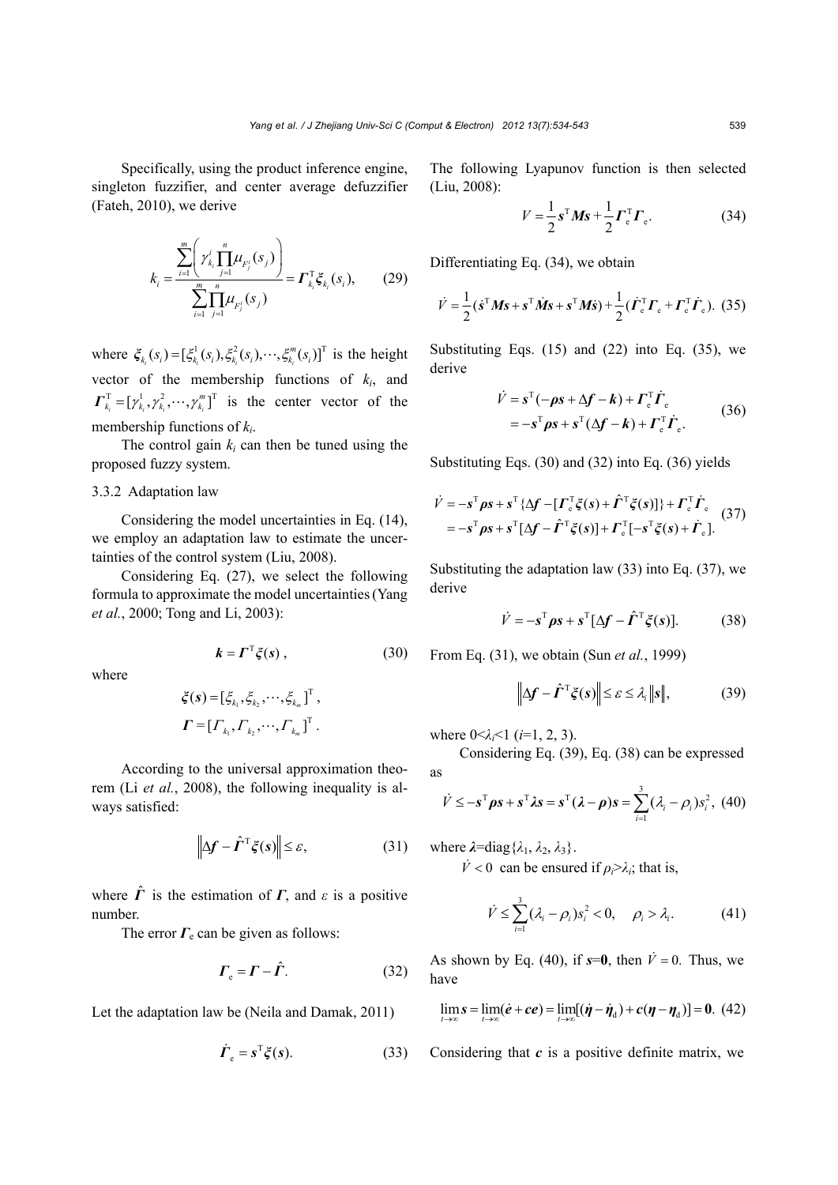Specifically, using the product inference engine, singleton fuzzifier, and center average defuzzifier (Fateh, 2010), we derive

$$k_i = \frac{\sum_{i=1}^{m}\left(\gamma_{k_i}^{i}\prod_{j=1}^{n}\mu_{F_j^i}(s_j)\right)}{\sum_{i=1}^{m}\prod_{j=1}^{n}\mu_{F_j^i}(s_j)} = \boldsymbol{\Gamma}_{k_i}^{\mathrm{T}}\boldsymbol{\xi}_{k_i}(s_i), \tag{29}$$

where $\boldsymbol{\xi}_{k_i}(s_i)=[\xi_{k_i}^{1}(s_i),\xi_{k_i}^{2}(s_i),\cdots,\xi_{k_i}^{m}(s_i)]^{\mathrm{T}}$ is the height vector of the membership functions of $k_i$, and $\boldsymbol{\Gamma}_{k_i}^{\mathrm{T}}=[\gamma_{k_i}^{1},\gamma_{k_i}^{2},\cdots,\gamma_{k_i}^{m}]^{\mathrm{T}}$ is the center vector of the membership functions of $k_i$.

The control gain $k_i$ can then be tuned using the proposed fuzzy system.

### 3.3.2 Adaptation law

Considering the model uncertainties in Eq. (14), we employ an adaptation law to estimate the uncertainties of the control system (Liu, 2008).

Considering Eq. (27), we select the following formula to approximate the model uncertainties (Yang *et al.*, 2000; Tong and Li, 2003):

$$\boldsymbol{k} = \boldsymbol{\Gamma}^{\mathrm{T}}\boldsymbol{\xi}(\boldsymbol{s}), \tag{30}$$

where

$$\boldsymbol{\xi}(\boldsymbol{s}) = [\xi_{k_1},\xi_{k_2},\cdots,\xi_{k_m}]^{\mathrm{T}},$$

$$\boldsymbol{\Gamma} = [\Gamma_{k_1},\Gamma_{k_2},\cdots,\Gamma_{k_m}]^{\mathrm{T}}.$$

According to the universal approximation theorem (Li *et al.*, 2008), the following inequality is always satisfied:

$$\left\|\Delta\boldsymbol{f} - \hat{\boldsymbol{\Gamma}}^{\mathrm{T}}\boldsymbol{\xi}(\boldsymbol{s})\right\| \le \varepsilon, \tag{31}$$

where $\hat{\boldsymbol{\Gamma}}$ is the estimation of $\boldsymbol{\Gamma}$, and $\varepsilon$ is a positive number.

The error $\boldsymbol{\Gamma}_{\mathrm{e}}$ can be given as follows:

$$\boldsymbol{\Gamma}_{\mathrm{e}} = \boldsymbol{\Gamma} - \hat{\boldsymbol{\Gamma}}. \tag{32}$$

Let the adaptation law be (Neila and Damak, 2011)

$$\dot{\boldsymbol{\Gamma}}_{\mathrm{e}} = \boldsymbol{s}^{\mathrm{T}}\boldsymbol{\xi}(\boldsymbol{s}). \tag{33}$$

The following Lyapunov function is then selected (Liu, 2008):

$$V = \frac{1}{2}\boldsymbol{s}^{\mathrm{T}}\boldsymbol{M}\boldsymbol{s} + \frac{1}{2}\boldsymbol{\Gamma}_{\mathrm{e}}^{\mathrm{T}}\boldsymbol{\Gamma}_{\mathrm{e}}. \tag{34}$$

Differentiating Eq. (34), we obtain

$$\dot{V} = \frac{1}{2}(\dot{\boldsymbol{s}}^{\mathrm{T}}\boldsymbol{M}\boldsymbol{s} + \boldsymbol{s}^{\mathrm{T}}\dot{\boldsymbol{M}}\boldsymbol{s} + \boldsymbol{s}^{\mathrm{T}}\boldsymbol{M}\dot{\boldsymbol{s}}) + \frac{1}{2}(\dot{\boldsymbol{\Gamma}}_{\mathrm{e}}^{\mathrm{T}}\boldsymbol{\Gamma}_{\mathrm{e}} + \boldsymbol{\Gamma}_{\mathrm{e}}^{\mathrm{T}}\dot{\boldsymbol{\Gamma}}_{\mathrm{e}}). \tag{35}$$

Substituting Eqs. (15) and (22) into Eq. (35), we derive

$$\begin{aligned}\dot{V} &= \boldsymbol{s}^{\mathrm{T}}(-\boldsymbol{\rho}\boldsymbol{s} + \Delta\boldsymbol{f} - \boldsymbol{k}) + \boldsymbol{\Gamma}_{\mathrm{e}}^{\mathrm{T}}\dot{\boldsymbol{\Gamma}}_{\mathrm{e}} \\ &= -\boldsymbol{s}^{\mathrm{T}}\boldsymbol{\rho}\boldsymbol{s} + \boldsymbol{s}^{\mathrm{T}}(\Delta\boldsymbol{f} - \boldsymbol{k}) + \boldsymbol{\Gamma}_{\mathrm{e}}^{\mathrm{T}}\dot{\boldsymbol{\Gamma}}_{\mathrm{e}}.\end{aligned} \tag{36}$$

Substituting Eqs. (30) and (32) into Eq. (36) yields

$$\begin{aligned}\dot{V} &= -\boldsymbol{s}^{\mathrm{T}}\boldsymbol{\rho}\boldsymbol{s} + \boldsymbol{s}^{\mathrm{T}}\{\Delta\boldsymbol{f} - [\boldsymbol{\Gamma}_{\mathrm{e}}^{\mathrm{T}}\boldsymbol{\xi}(\boldsymbol{s}) + \hat{\boldsymbol{\Gamma}}^{\mathrm{T}}\boldsymbol{\xi}(\boldsymbol{s})]\} + \boldsymbol{\Gamma}_{\mathrm{e}}^{\mathrm{T}}\dot{\boldsymbol{\Gamma}}_{\mathrm{e}} \\ &= -\boldsymbol{s}^{\mathrm{T}}\boldsymbol{\rho}\boldsymbol{s} + \boldsymbol{s}^{\mathrm{T}}[\Delta\boldsymbol{f} - \hat{\boldsymbol{\Gamma}}^{\mathrm{T}}\boldsymbol{\xi}(\boldsymbol{s})] + \boldsymbol{\Gamma}_{\mathrm{e}}^{\mathrm{T}}[-\boldsymbol{s}^{\mathrm{T}}\boldsymbol{\xi}(\boldsymbol{s}) + \dot{\boldsymbol{\Gamma}}_{\mathrm{e}}].\end{aligned} \tag{37}$$

Substituting the adaptation law (33) into Eq. (37), we derive

$$\dot{V} = -\boldsymbol{s}^{\mathrm{T}}\boldsymbol{\rho}\boldsymbol{s} + \boldsymbol{s}^{\mathrm{T}}[\Delta\boldsymbol{f} - \hat{\boldsymbol{\Gamma}}^{\mathrm{T}}\boldsymbol{\xi}(\boldsymbol{s})]. \tag{38}$$

From Eq. (31), we obtain (Sun *et al.*, 1999)

$$\left\|\Delta\boldsymbol{f} - \hat{\boldsymbol{\Gamma}}^{\mathrm{T}}\boldsymbol{\xi}(\boldsymbol{s})\right\| \le \varepsilon \le \lambda_i\left\|\boldsymbol{s}\right\|, \tag{39}$$

where $0<\lambda_i<1$ ($i$=1, 2, 3).

Considering Eq. (39), Eq. (38) can be expressed as

$$\dot{V} \le -\boldsymbol{s}^{\mathrm{T}}\boldsymbol{\rho}\boldsymbol{s} + \boldsymbol{s}^{\mathrm{T}}\boldsymbol{\lambda}\boldsymbol{s} = \boldsymbol{s}^{\mathrm{T}}(\boldsymbol{\lambda} - \boldsymbol{\rho})\boldsymbol{s} = \sum_{i=1}^{3}(\lambda_i - \rho_i)s_i^2, \tag{40}$$

where $\boldsymbol{\lambda}=\mathrm{diag}\{\lambda_1, \lambda_2, \lambda_3\}$.

$\dot{V}<0$ can be ensured if $\rho_i>\lambda_i$; that is,

$$\dot{V} \le \sum_{i=1}^{3}(\lambda_i - \rho_i)s_i^2 < 0, \quad \rho_i > \lambda_i. \tag{41}$$

As shown by Eq. (40), if $\boldsymbol{s}=\boldsymbol{0}$, then $\dot{V}=0$. Thus, we have

$$\lim_{t\to\infty}\boldsymbol{s} = \lim_{t\to\infty}(\dot{\boldsymbol{e}} + \boldsymbol{c}\boldsymbol{e}) = \lim_{t\to\infty}[(\dot{\boldsymbol{\eta}} - \dot{\boldsymbol{\eta}}_{\mathrm{d}}) + \boldsymbol{c}(\boldsymbol{\eta} - \boldsymbol{\eta}_{\mathrm{d}})] = \boldsymbol{0}. \tag{42}$$

Considering that $\boldsymbol{c}$ is a positive definite matrix, we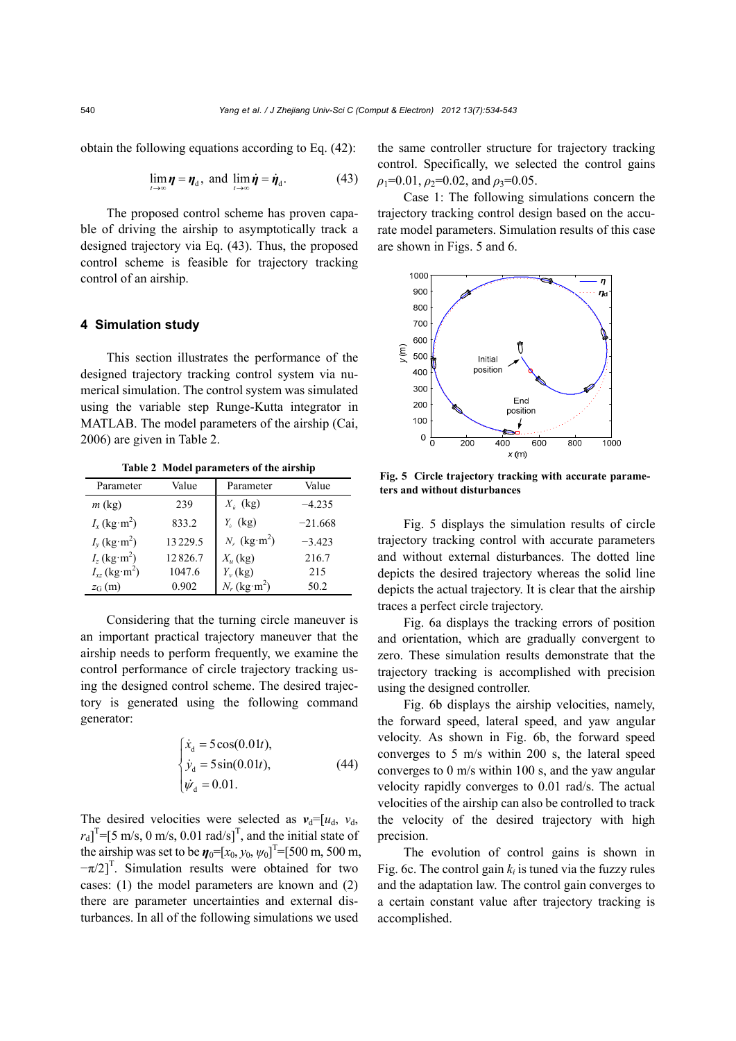obtain the following equations according to Eq. (42):

$$\lim_{t\to\infty}\boldsymbol{\eta}=\boldsymbol{\eta}_{\mathrm{d}},\ \text{and}\ \lim_{t\to\infty}\dot{\boldsymbol{\eta}}=\dot{\boldsymbol{\eta}}_{\mathrm{d}}. \tag{43}$$

The proposed control scheme has proven capable of driving the airship to asymptotically track a designed trajectory via Eq. (43). Thus, the proposed control scheme is feasible for trajectory tracking control of an airship.

## 4 Simulation study

This section illustrates the performance of the designed trajectory tracking control system via numerical simulation. The control system was simulated using the variable step Runge-Kutta integrator in MATLAB. The model parameters of the airship (Cai, 2006) are given in Table 2.

**Table 2 Model parameters of the airship**

| Parameter | Value | Parameter | Value |
|---|---|---|---|
| $m$ (kg) | 239 | $X_{\dot{u}}$ (kg) | −4.235 |
| $I_x$ (kg·m$^2$) | 833.2 | $Y_{\dot{v}}$ (kg) | −21.668 |
| $I_y$ (kg·m$^2$) | 13229.5 | $N_{\dot{r}}$ (kg·m$^2$) | −3.423 |
| $I_z$ (kg·m$^2$) | 12826.7 | $X_u$ (kg) | 216.7 |
| $I_{xz}$ (kg·m$^2$) | 1047.6 | $Y_v$ (kg) | 215 |
| $z_{\mathrm{G}}$ (m) | 0.902 | $N_r$ (kg·m$^2$) | 50.2 |

Considering that the turning circle maneuver is an important practical trajectory maneuver that the airship needs to perform frequently, we examine the control performance of circle trajectory tracking using the designed control scheme. The desired trajectory is generated using the following command generator:

$$\begin{cases}\dot{x}_{\mathrm{d}}=5\cos(0.01t),\\ \dot{y}_{\mathrm{d}}=5\sin(0.01t),\\ \dot{\psi}_{\mathrm{d}}=0.01.\end{cases} \tag{44}$$

The desired velocities were selected as $\boldsymbol{v}_{\mathrm{d}}=[u_{\mathrm{d}}, v_{\mathrm{d}}, r_{\mathrm{d}}]^{\mathrm{T}}=[5\ \text{m/s}, 0\ \text{m/s}, 0.01\ \text{rad/s}]^{\mathrm{T}}$, and the initial state of the airship was set to be $\boldsymbol{\eta}_0=[x_0, y_0, \psi_0]^{\mathrm{T}}=[500\ \text{m}, 500\ \text{m}, -\pi/2]^{\mathrm{T}}$. Simulation results were obtained for two cases: (1) the model parameters are known and (2) there are parameter uncertainties and external disturbances. In all of the following simulations we used the same controller structure for trajectory tracking control. Specifically, we selected the control gains $\rho_1=0.01$, $\rho_2=0.02$, and $\rho_3=0.05$.

Case 1: The following simulations concern the trajectory tracking control design based on the accurate model parameters. Simulation results of this case are shown in Figs. 5 and 6.

**Fig. 5 Circle trajectory tracking with accurate parameters and without disturbances**

Fig. 5 displays the simulation results of circle trajectory tracking control with accurate parameters and without external disturbances. The dotted line depicts the desired trajectory whereas the solid line depicts the actual trajectory. It is clear that the airship traces a perfect circle trajectory.

Fig. 6a displays the tracking errors of position and orientation, which are gradually convergent to zero. These simulation results demonstrate that the trajectory tracking is accomplished with precision using the designed controller.

Fig. 6b displays the airship velocities, namely, the forward speed, lateral speed, and yaw angular velocity. As shown in Fig. 6b, the forward speed converges to 5 m/s within 200 s, the lateral speed converges to 0 m/s within 100 s, and the yaw angular velocity rapidly converges to 0.01 rad/s. The actual velocities of the airship can also be controlled to track the velocity of the desired trajectory with high precision.

The evolution of control gains is shown in Fig. 6c. The control gain $k_i$ is tuned via the fuzzy rules and the adaptation law. The control gain converges to a certain constant value after trajectory tracking is accomplished.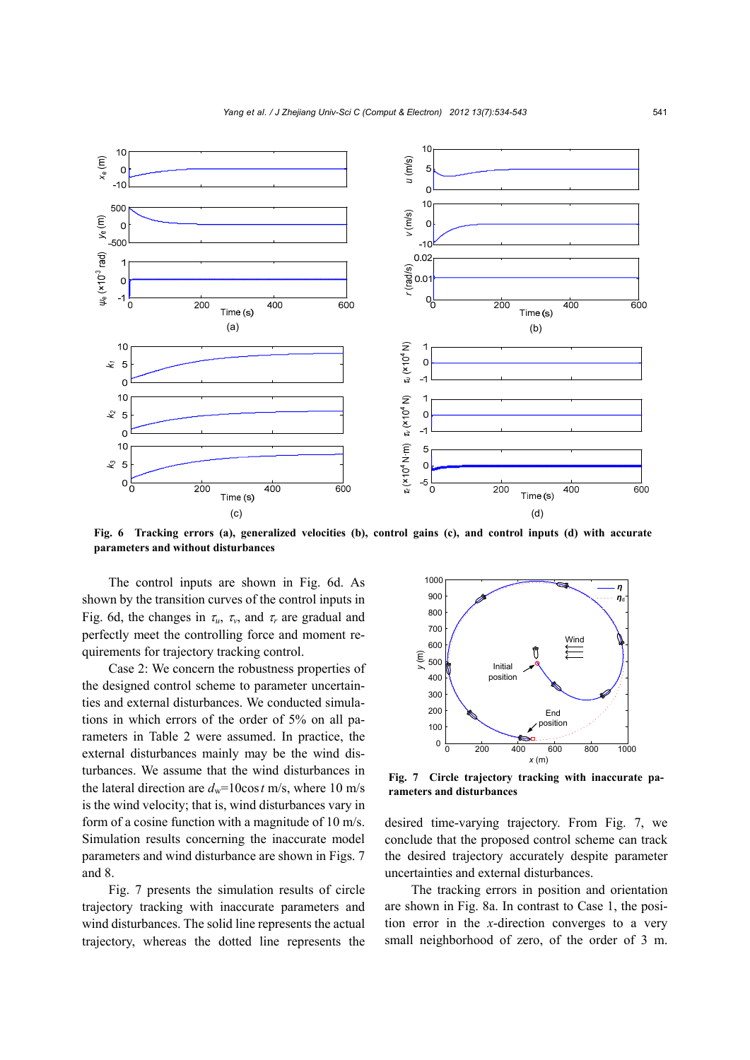Fig. 6 Tracking errors (a), generalized velocities (b), control gains (c), and control inputs (d) with accurate parameters and without disturbances

The control inputs are shown in Fig. 6d. As shown by the transition curves of the control inputs in Fig. 6d, the changes in $\tau_u$, $\tau_v$, and $\tau_r$ are gradual and perfectly meet the controlling force and moment requirements for trajectory tracking control.

Case 2: We concern the robustness properties of the designed control scheme to parameter uncertainties and external disturbances. We conducted simulations in which errors of the order of 5% on all parameters in Table 2 were assumed. In practice, the external disturbances mainly may be the wind disturbances. We assume that the wind disturbances in the lateral direction are $d_w$=10cos $t$ m/s, where 10 m/s is the wind velocity; that is, wind disturbances vary in form of a cosine function with a magnitude of 10 m/s. Simulation results concerning the inaccurate model parameters and wind disturbance are shown in Figs. 7 and 8.

Fig. 7 presents the simulation results of circle trajectory tracking with inaccurate parameters and wind disturbances. The solid line represents the actual trajectory, whereas the dotted line represents the desired time-varying trajectory. From Fig. 7, we conclude that the proposed control scheme can track the desired trajectory accurately despite parameter uncertainties and external disturbances.

Fig. 7 Circle trajectory tracking with inaccurate parameters and disturbances

The tracking errors in position and orientation are shown in Fig. 8a. In contrast to Case 1, the position error in the $x$-direction converges to a very small neighborhood of zero, of the order of 3 m.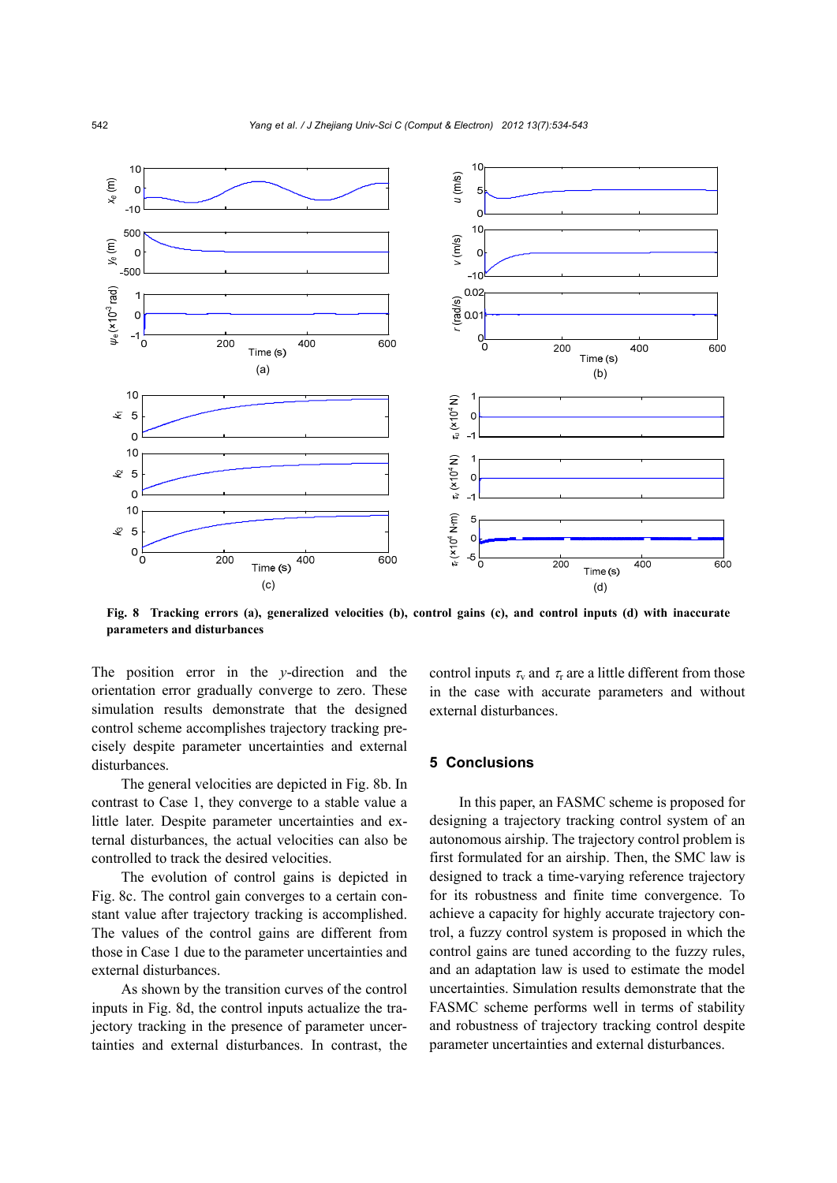**Fig. 8 Tracking errors (a), generalized velocities (b), control gains (c), and control inputs (d) with inaccurate parameters and disturbances**

The position error in the $y$-direction and the orientation error gradually converge to zero. These simulation results demonstrate that the designed control scheme accomplishes trajectory tracking precisely despite parameter uncertainties and external disturbances.

The general velocities are depicted in Fig. 8b. In contrast to Case 1, they converge to a stable value a little later. Despite parameter uncertainties and external disturbances, the actual velocities can also be controlled to track the desired velocities.

The evolution of control gains is depicted in Fig. 8c. The control gain converges to a certain constant value after trajectory tracking is accomplished. The values of the control gains are different from those in Case 1 due to the parameter uncertainties and external disturbances.

As shown by the transition curves of the control inputs in Fig. 8d, the control inputs actualize the trajectory tracking in the presence of parameter uncertainties and external disturbances. In contrast, the control inputs $\tau_v$ and $\tau_r$ are a little different from those in the case with accurate parameters and without external disturbances.

## 5 Conclusions

In this paper, an FASMC scheme is proposed for designing a trajectory tracking control system of an autonomous airship. The trajectory control problem is first formulated for an airship. Then, the SMC law is designed to track a time-varying reference trajectory for its robustness and finite time convergence. To achieve a capacity for highly accurate trajectory control, a fuzzy control system is proposed in which the control gains are tuned according to the fuzzy rules, and an adaptation law is used to estimate the model uncertainties. Simulation results demonstrate that the FASMC scheme performs well in terms of stability and robustness of trajectory tracking control despite parameter uncertainties and external disturbances.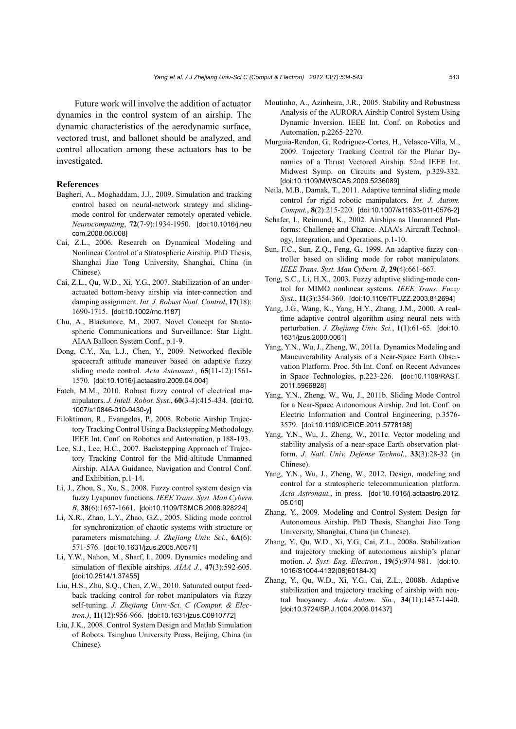Future work will involve the addition of actuator dynamics in the control system of an airship. The dynamic characteristics of the aerodynamic surface, vectored trust, and ballonet should be analyzed, and control allocation among these actuators has to be investigated.

## References

Bagheri, A., Moghaddam, J.J., 2009. Simulation and tracking control based on neural-network strategy and sliding-mode control for underwater remotely operated vehicle. *Neurocomputing*, **72**(7-9):1934-1950. [doi:10.1016/j.neucom.2008.06.008]

Cai, Z.L., 2006. Research on Dynamical Modeling and Nonlinear Control of a Stratospheric Airship. PhD Thesis, Shanghai Jiao Tong University, Shanghai, China (in Chinese).

Cai, Z.L., Qu, W.D., Xi, Y.G., 2007. Stabilization of an under-actuated bottom-heavy airship via inter-connection and damping assignment. *Int. J. Robust Nonl. Control*, **17**(18): 1690-1715. [doi:10.1002/rnc.1187]

Chu, A., Blackmore, M., 2007. Novel Concept for Stratospheric Communications and Surveillance: Star Light. AIAA Balloon System Conf., p.1-9.

Dong, C.Y., Xu, L.J., Chen, Y., 2009. Networked flexible spacecraft attitude maneuver based on adaptive fuzzy sliding mode control. *Acta Astronaut.*, **65**(11-12):1561-1570. [doi:10.1016/j.actaastro.2009.04.004]

Fateh, M.M., 2010. Robust fuzzy control of electrical manipulators. *J. Intell. Robot. Syst.*, **60**(3-4):415-434. [doi:10.1007/s10846-010-9430-y]

Filoktimon, R., Evangelos, P., 2008. Robotic Airship Trajectory Tracking Control Using a Backstepping Methodology. IEEE Int. Conf. on Robotics and Automation, p.188-193.

Lee, S.J., Lee, H.C., 2007. Backstepping Approach of Trajectory Tracking Control for the Mid-altitude Unmanned Airship. AIAA Guidance, Navigation and Control Conf. and Exhibition, p.1-14.

Li, J., Zhou, S., Xu, S., 2008. Fuzzy control system design via fuzzy Lyapunov functions. *IEEE Trans. Syst. Man Cybern. B*, **38**(6):1657-1661. [doi:10.1109/TSMCB.2008.928224]

Li, X.R., Zhao, L.Y., Zhao, G.Z., 2005. Sliding mode control for synchronization of chaotic systems with structure or parameters mismatching. *J. Zhejiang Univ. Sci.*, **6A**(6): 571-576. [doi:10.1631/jzus.2005.A0571]

Li, Y.W., Nahon, M., Sharf, I., 2009. Dynamics modeling and simulation of flexible airships. *AIAA J.*, **47**(3):592-605. [doi:10.2514/1.37455]

Liu, H.S., Zhu, S.Q., Chen, Z.W., 2010. Saturated output feedback tracking control for robot manipulators via fuzzy self-tuning. *J. Zhejiang Univ.-Sci. C (Comput. & Electron.)*, **11**(12):956-966. [doi:10.1631/jzus.C0910772]

Liu, J.K., 2008. Control System Design and Matlab Simulation of Robots. Tsinghua University Press, Beijing, China (in Chinese).

Moutinho, A., Azinheira, J.R., 2005. Stability and Robustness Analysis of the AURORA Airship Control System Using Dynamic Inversion. IEEE Int. Conf. on Robotics and Automation, p.2265-2270.

Murguia-Rendon, G., Rodriguez-Cortes, H., Velasco-Villa, M., 2009. Trajectory Tracking Control for the Planar Dynamics of a Thrust Vectored Airship. 52nd IEEE Int. Midwest Symp. on Circuits and System, p.329-332. [doi:10.1109/MWSCAS.2009.5236089]

Neila, M.B., Damak, T., 2011. Adaptive terminal sliding mode control for rigid robotic manipulators. *Int. J. Autom. Comput.*, **8**(2):215-220. [doi:10.1007/s11633-011-0576-2]

Schafer, I., Reimund, K., 2002. Airships as Unmanned Platforms: Challenge and Chance. AIAA's Aircraft Technology, Integration, and Operations, p.1-10.

Sun, F.C., Sun, Z.Q., Feng, G., 1999. An adaptive fuzzy controller based on sliding mode for robot manipulators. *IEEE Trans. Syst. Man Cybern. B*, **29**(4):661-667.

Tong, S.C., Li, H.X., 2003. Fuzzy adaptive sliding-mode control for MIMO nonlinear systems. *IEEE Trans. Fuzzy Syst.*, **11**(3):354-360. [doi:10.1109/TFUZZ.2003.812694]

Yang, J.G., Wang, K., Yang, H.Y., Zhang, J.M., 2000. A real-time adaptive control algorithm using neural nets with perturbation. *J. Zhejiang Univ. Sci.*, **1**(1):61-65. [doi:10.1631/jzus.2000.0061]

Yang, Y.N., Wu, J., Zheng, W., 2011a. Dynamics Modeling and Maneuverability Analysis of a Near-Space Earth Observation Platform. Proc. 5th Int. Conf. on Recent Advances in Space Technologies, p.223-226. [doi:10.1109/RAST.2011.5966828]

Yang, Y.N., Zheng, W., Wu, J., 2011b. Sliding Mode Control for a Near-Space Autonomous Airship. 2nd Int. Conf. on Electric Information and Control Engineering, p.3576-3579. [doi:10.1109/ICEICE.2011.5778198]

Yang, Y.N., Wu, J., Zheng, W., 2011c. Vector modeling and stability analysis of a near-space Earth observation platform. *J. Natl. Univ. Defense Technol.*, **33**(3):28-32 (in Chinese).

Yang, Y.N., Wu, J., Zheng, W., 2012. Design, modeling and control for a stratospheric telecommunication platform. *Acta Astronaut.*, in press. [doi:10.1016/j.actaastro.2012.05.010]

Zhang, Y., 2009. Modeling and Control System Design for Autonomous Airship. PhD Thesis, Shanghai Jiao Tong University, Shanghai, China (in Chinese).

Zhang, Y., Qu, W.D., Xi, Y.G., Cai, Z.L., 2008a. Stabilization and trajectory tracking of autonomous airship's planar motion. *J. Syst. Eng. Electron.*, **19**(5):974-981. [doi:10.1016/S1004-4132(08)60184-X]

Zhang, Y., Qu, W.D., Xi, Y.G., Cai, Z.L., 2008b. Adaptive stabilization and trajectory tracking of airship with neutral buoyancy. *Acta Autom. Sin.*, **34**(11):1437-1440. [doi:10.3724/SP.J.1004.2008.01437]